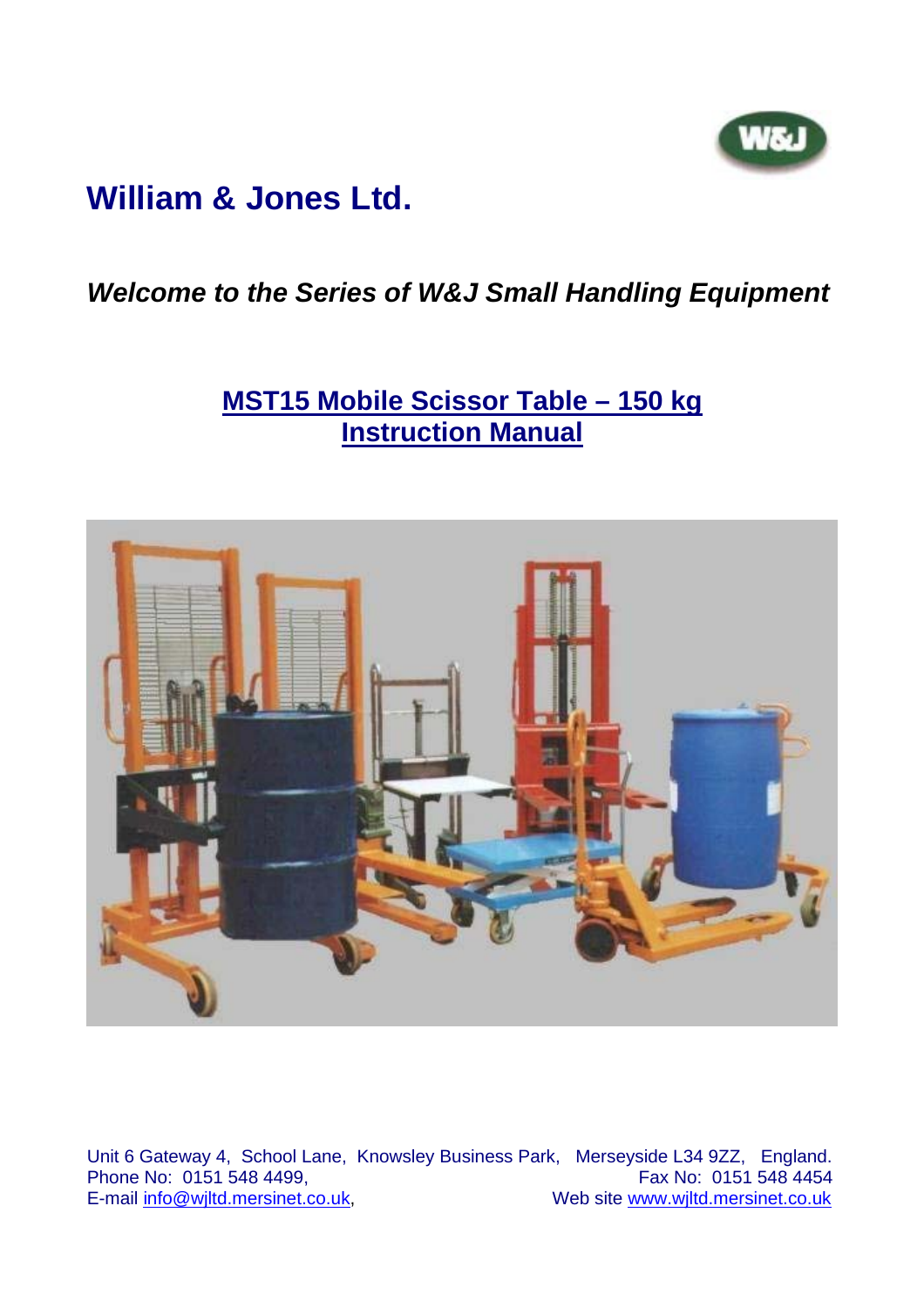# William & Jones Ltd.

***Welcome to the Series of W&J Small Handling Equipment***

## MST15 Mobile Scissor Table – 150 kg
## Instruction Manual

Unit 6 Gateway 4, School Lane, Knowsley Business Park, Merseyside L34 9ZZ, England.
Phone No: 0151 548 4499, Fax No: 0151 548 4454
E-mail info@wjltd.mersinet.co.uk, Web site www.wjltd.mersinet.co.uk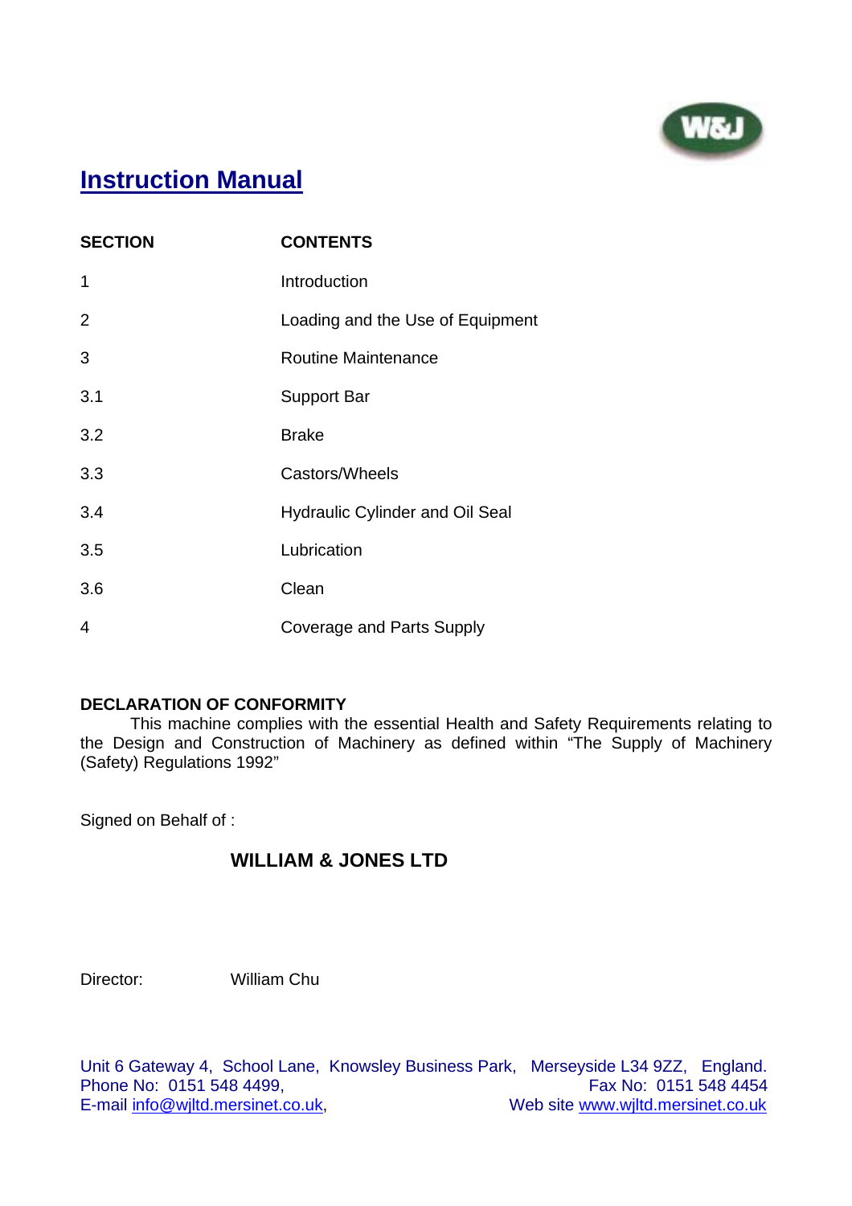# Instruction Manual

| SECTION | CONTENTS |
|---|---|
| 1 | Introduction |
| 2 | Loading and the Use of Equipment |
| 3 | Routine Maintenance |
| 3.1 | Support Bar |
| 3.2 | Brake |
| 3.3 | Castors/Wheels |
| 3.4 | Hydraulic Cylinder and Oil Seal |
| 3.5 | Lubrication |
| 3.6 | Clean |
| 4 | Coverage and Parts Supply |

**DECLARATION OF CONFORMITY**

This machine complies with the essential Health and Safety Requirements relating to the Design and Construction of Machinery as defined within "The Supply of Machinery (Safety) Regulations 1992"

Signed on Behalf of :

**WILLIAM & JONES LTD**

Director: William Chu

Unit 6 Gateway 4, School Lane, Knowsley Business Park, Merseyside L34 9ZZ, England.
Phone No: 0151 548 4499, Fax No: 0151 548 4454
E-mail info@wjltd.mersinet.co.uk, Web site www.wjltd.mersinet.co.uk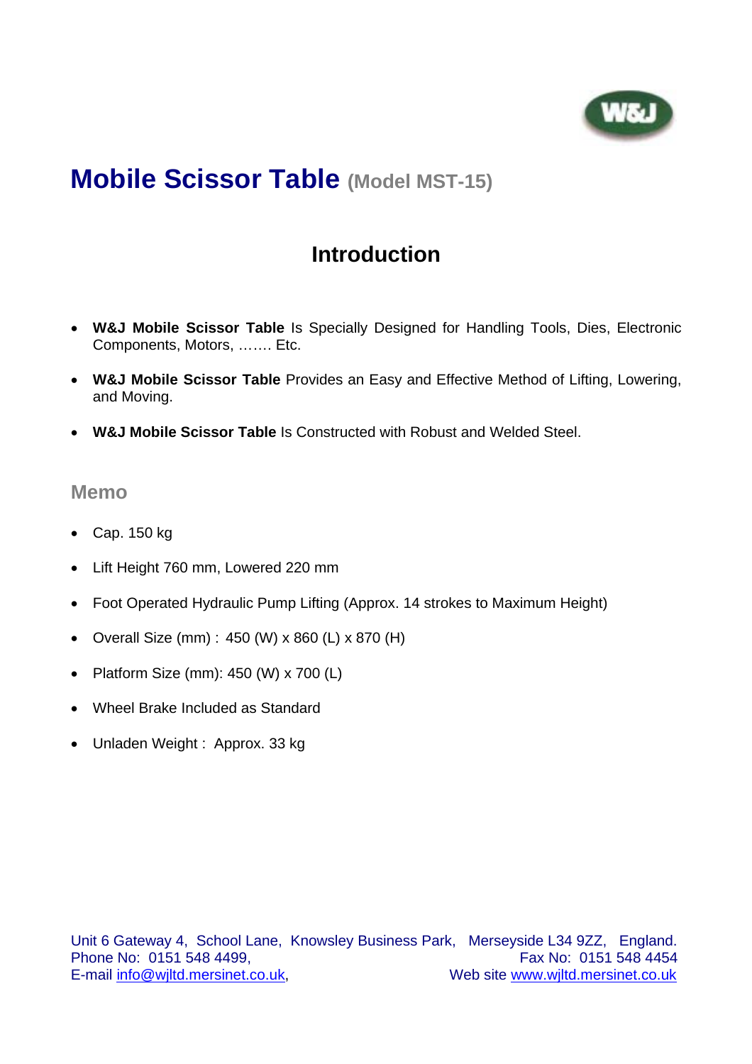# Mobile Scissor Table (Model MST-15)

## Introduction

- **W&J Mobile Scissor Table** Is Specially Designed for Handling Tools, Dies, Electronic Components, Motors, ……. Etc.
- **W&J Mobile Scissor Table** Provides an Easy and Effective Method of Lifting, Lowering, and Moving.
- **W&J Mobile Scissor Table** Is Constructed with Robust and Welded Steel.

### Memo

- Cap. 150 kg
- Lift Height 760 mm, Lowered 220 mm
- Foot Operated Hydraulic Pump Lifting (Approx. 14 strokes to Maximum Height)
- Overall Size (mm) : 450 (W) x 860 (L) x 870 (H)
- Platform Size (mm): 450 (W) x 700 (L)
- Wheel Brake Included as Standard
- Unladen Weight : Approx. 33 kg

Unit 6 Gateway 4, School Lane, Knowsley Business Park, Merseyside L34 9ZZ, England.
Phone No: 0151 548 4499, Fax No: 0151 548 4454
E-mail info@wjltd.mersinet.co.uk, Web site www.wjltd.mersinet.co.uk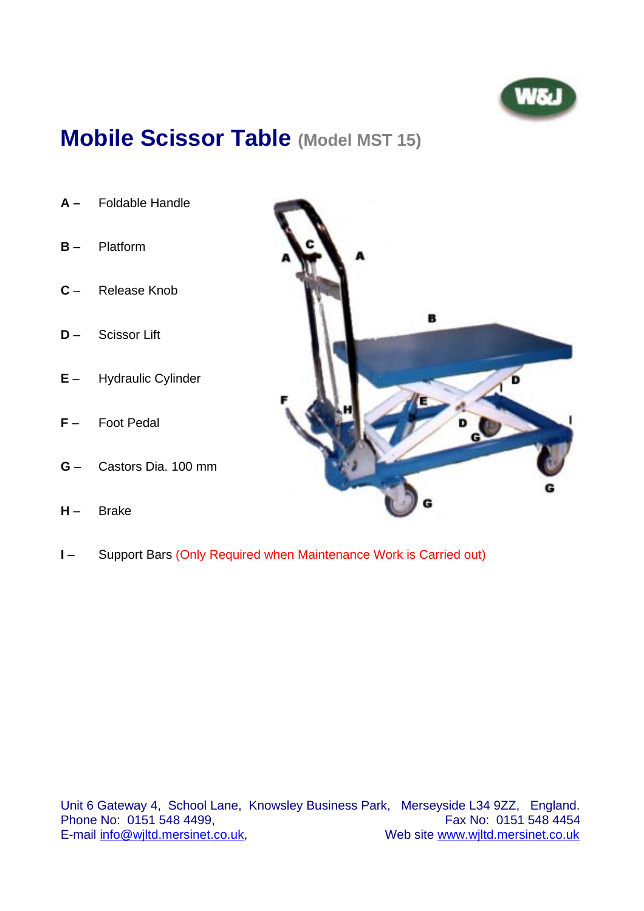# Mobile Scissor Table (Model MST 15)

**A –** Foldable Handle

**B** – Platform

**C** – Release Knob

**D** – Scissor Lift

**E** – Hydraulic Cylinder

**F** – Foot Pedal

**G** – Castors Dia. 100 mm

**H** – Brake

**I** – Support Bars (Only Required when Maintenance Work is Carried out)

Unit 6 Gateway 4, School Lane, Knowsley Business Park, Merseyside L34 9ZZ, England.
Phone No: 0151 548 4499, Fax No: 0151 548 4454
E-mail info@wjltd.mersinet.co.uk, Web site www.wjltd.mersinet.co.uk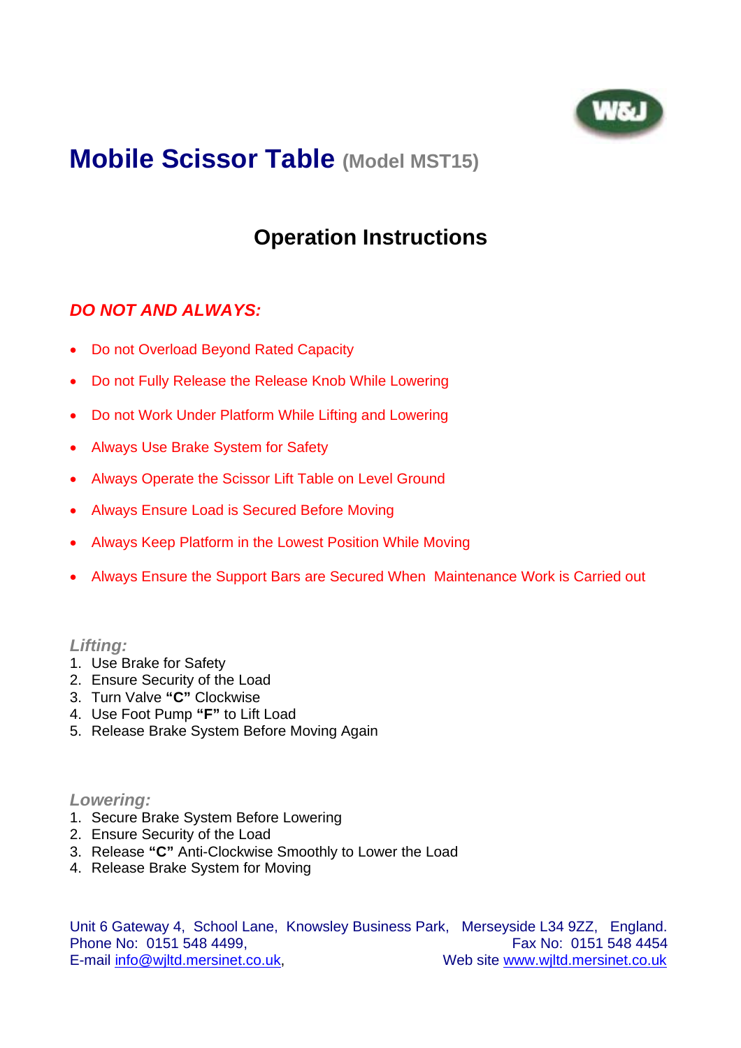# Mobile Scissor Table (Model MST15)

## Operation Instructions

### *DO NOT AND ALWAYS:*

- Do not Overload Beyond Rated Capacity
- Do not Fully Release the Release Knob While Lowering
- Do not Work Under Platform While Lifting and Lowering
- Always Use Brake System for Safety
- Always Operate the Scissor Lift Table on Level Ground
- Always Ensure Load is Secured Before Moving
- Always Keep Platform in the Lowest Position While Moving
- Always Ensure the Support Bars are Secured When Maintenance Work is Carried out

### *Lifting:*

1. Use Brake for Safety
2. Ensure Security of the Load
3. Turn Valve **"C"** Clockwise
4. Use Foot Pump **"F"** to Lift Load
5. Release Brake System Before Moving Again

### *Lowering:*

1. Secure Brake System Before Lowering
2. Ensure Security of the Load
3. Release **"C"** Anti-Clockwise Smoothly to Lower the Load
4. Release Brake System for Moving

Unit 6 Gateway 4, School Lane, Knowsley Business Park, Merseyside L34 9ZZ, England.
Phone No: 0151 548 4499, Fax No: 0151 548 4454
E-mail info@wjltd.mersinet.co.uk, Web site www.wjltd.mersinet.co.uk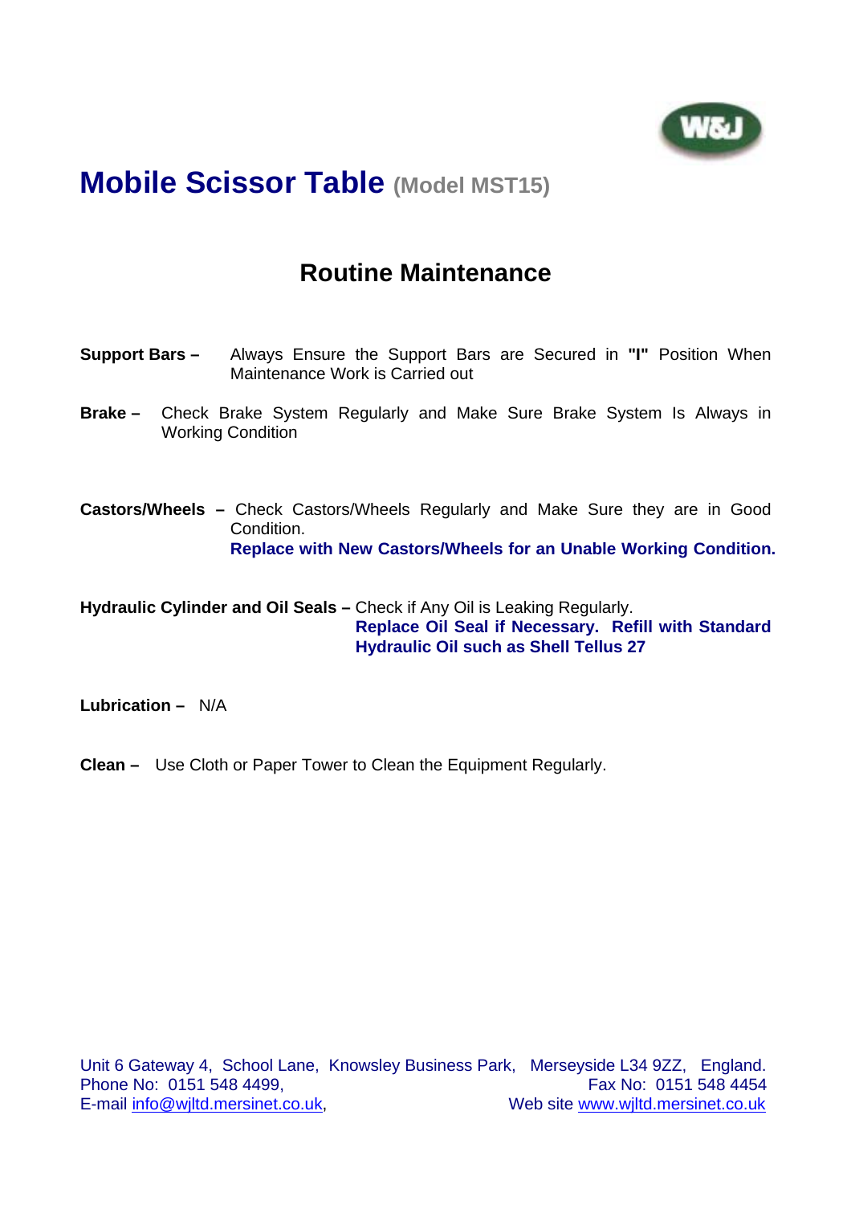# Mobile Scissor Table (Model MST15)

## Routine Maintenance

**Support Bars –** Always Ensure the Support Bars are Secured in **"I"** Position When Maintenance Work is Carried out

**Brake –** Check Brake System Regularly and Make Sure Brake System Is Always in Working Condition

**Castors/Wheels –** Check Castors/Wheels Regularly and Make Sure they are in Good Condition.
**Replace with New Castors/Wheels for an Unable Working Condition.**

**Hydraulic Cylinder and Oil Seals –** Check if Any Oil is Leaking Regularly.
**Replace Oil Seal if Necessary. Refill with Standard Hydraulic Oil such as Shell Tellus 27**

**Lubrication –** N/A

**Clean –** Use Cloth or Paper Tower to Clean the Equipment Regularly.

Unit 6 Gateway 4, School Lane, Knowsley Business Park, Merseyside L34 9ZZ, England.
Phone No: 0151 548 4499, Fax No: 0151 548 4454
E-mail info@wjltd.mersinet.co.uk, Web site www.wjltd.mersinet.co.uk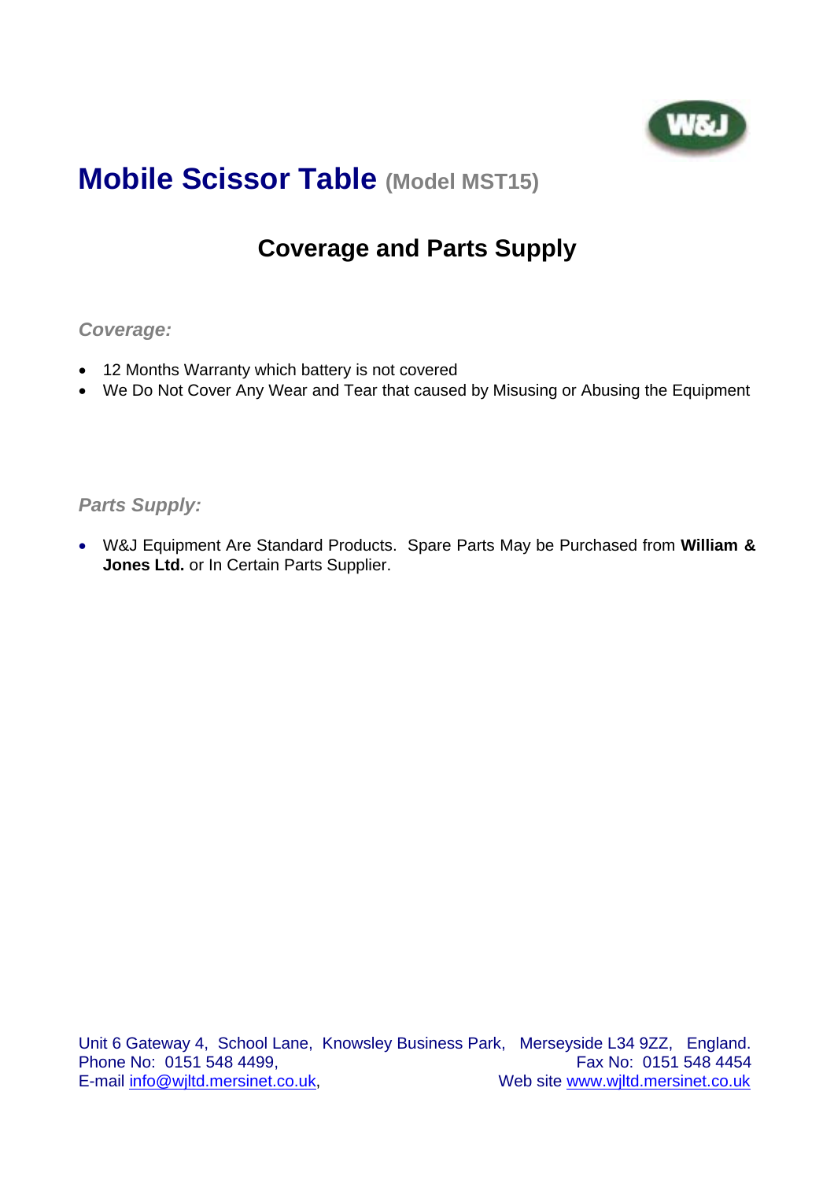# Mobile Scissor Table (Model MST15)

## Coverage and Parts Supply

*Coverage:*

- 12 Months Warranty which battery is not covered
- We Do Not Cover Any Wear and Tear that caused by Misusing or Abusing the Equipment

*Parts Supply:*

- W&J Equipment Are Standard Products. Spare Parts May be Purchased from **William & Jones Ltd.** or In Certain Parts Supplier.

Unit 6 Gateway 4, School Lane, Knowsley Business Park, Merseyside L34 9ZZ, England.
Phone No: 0151 548 4499, Fax No: 0151 548 4454
E-mail info@wjltd.mersinet.co.uk, Web site www.wjltd.mersinet.co.uk